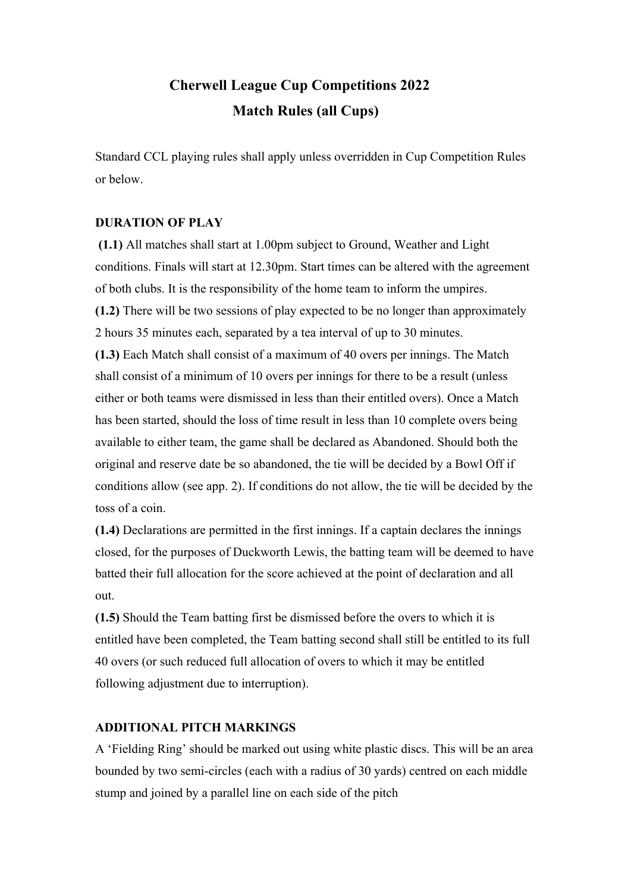# Cherwell League Cup Competitions 2022
## Match Rules (all Cups)

Standard CCL playing rules shall apply unless overridden in Cup Competition Rules or below.

### DURATION OF PLAY

**(1.1)** All matches shall start at 1.00pm subject to Ground, Weather and Light conditions. Finals will start at 12.30pm. Start times can be altered with the agreement of both clubs. It is the responsibility of the home team to inform the umpires.

**(1.2)** There will be two sessions of play expected to be no longer than approximately 2 hours 35 minutes each, separated by a tea interval of up to 30 minutes.

**(1.3)** Each Match shall consist of a maximum of 40 overs per innings. The Match shall consist of a minimum of 10 overs per innings for there to be a result (unless either or both teams were dismissed in less than their entitled overs). Once a Match has been started, should the loss of time result in less than 10 complete overs being available to either team, the game shall be declared as Abandoned. Should both the original and reserve date be so abandoned, the tie will be decided by a Bowl Off if conditions allow (see app. 2). If conditions do not allow, the tie will be decided by the toss of a coin.

**(1.4)** Declarations are permitted in the first innings. If a captain declares the innings closed, for the purposes of Duckworth Lewis, the batting team will be deemed to have batted their full allocation for the score achieved at the point of declaration and all out.

**(1.5)** Should the Team batting first be dismissed before the overs to which it is entitled have been completed, the Team batting second shall still be entitled to its full 40 overs (or such reduced full allocation of overs to which it may be entitled following adjustment due to interruption).

### ADDITIONAL PITCH MARKINGS

A 'Fielding Ring' should be marked out using white plastic discs. This will be an area bounded by two semi-circles (each with a radius of 30 yards) centred on each middle stump and joined by a parallel line on each side of the pitch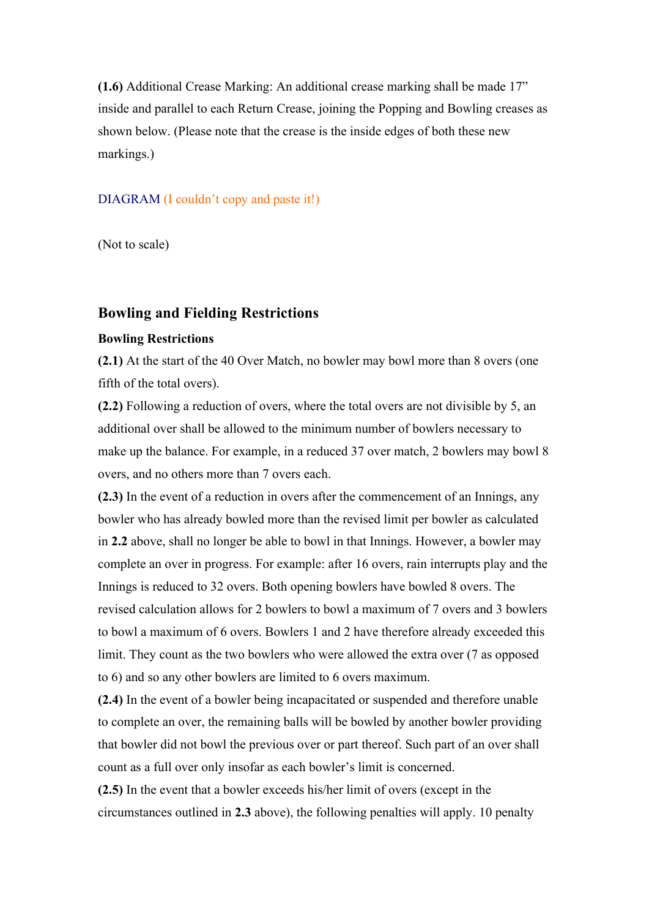**(1.6)** Additional Crease Marking: An additional crease marking shall be made 17" inside and parallel to each Return Crease, joining the Popping and Bowling creases as shown below. (Please note that the crease is the inside edges of both these new markings.)

DIAGRAM (I couldn't copy and paste it!)

(Not to scale)

## Bowling and Fielding Restrictions

### Bowling Restrictions

**(2.1)** At the start of the 40 Over Match, no bowler may bowl more than 8 overs (one fifth of the total overs).

**(2.2)** Following a reduction of overs, where the total overs are not divisible by 5, an additional over shall be allowed to the minimum number of bowlers necessary to make up the balance. For example, in a reduced 37 over match, 2 bowlers may bowl 8 overs, and no others more than 7 overs each.

**(2.3)** In the event of a reduction in overs after the commencement of an Innings, any bowler who has already bowled more than the revised limit per bowler as calculated in **2.2** above, shall no longer be able to bowl in that Innings. However, a bowler may complete an over in progress. For example: after 16 overs, rain interrupts play and the Innings is reduced to 32 overs. Both opening bowlers have bowled 8 overs. The revised calculation allows for 2 bowlers to bowl a maximum of 7 overs and 3 bowlers to bowl a maximum of 6 overs. Bowlers 1 and 2 have therefore already exceeded this limit. They count as the two bowlers who were allowed the extra over (7 as opposed to 6) and so any other bowlers are limited to 6 overs maximum.

**(2.4)** In the event of a bowler being incapacitated or suspended and therefore unable to complete an over, the remaining balls will be bowled by another bowler providing that bowler did not bowl the previous over or part thereof. Such part of an over shall count as a full over only insofar as each bowler's limit is concerned.

**(2.5)** In the event that a bowler exceeds his/her limit of overs (except in the circumstances outlined in **2.3** above), the following penalties will apply. 10 penalty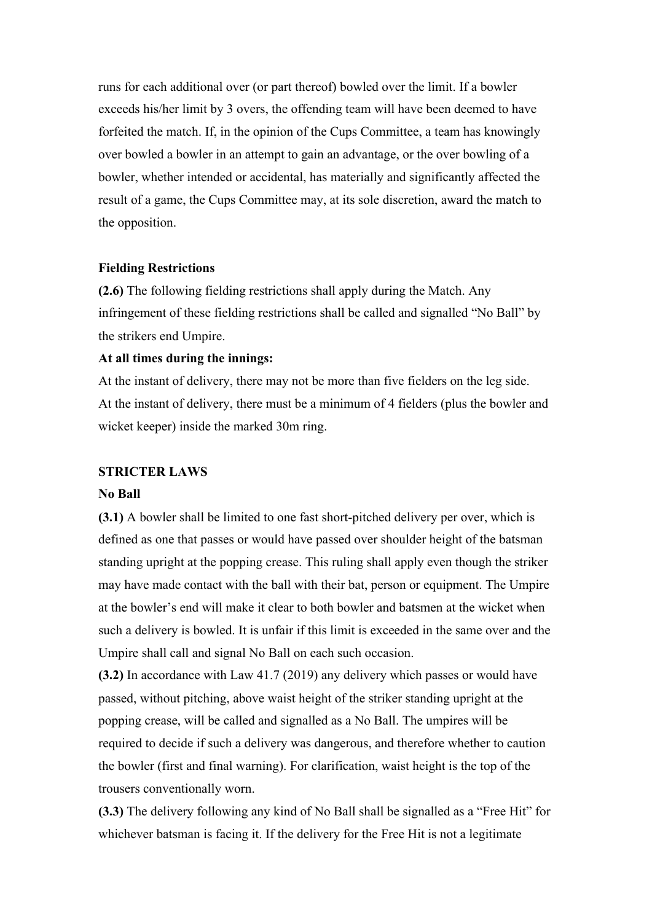runs for each additional over (or part thereof) bowled over the limit. If a bowler exceeds his/her limit by 3 overs, the offending team will have been deemed to have forfeited the match. If, in the opinion of the Cups Committee, a team has knowingly over bowled a bowler in an attempt to gain an advantage, or the over bowling of a bowler, whether intended or accidental, has materially and significantly affected the result of a game, the Cups Committee may, at its sole discretion, award the match to the opposition.

**Fielding Restrictions**

**(2.6)** The following fielding restrictions shall apply during the Match. Any infringement of these fielding restrictions shall be called and signalled "No Ball" by the strikers end Umpire.

**At all times during the innings:**

At the instant of delivery, there may not be more than five fielders on the leg side.
At the instant of delivery, there must be a minimum of 4 fielders (plus the bowler and wicket keeper) inside the marked 30m ring.

**STRICTER LAWS**

**No Ball**

**(3.1)** A bowler shall be limited to one fast short-pitched delivery per over, which is defined as one that passes or would have passed over shoulder height of the batsman standing upright at the popping crease. This ruling shall apply even though the striker may have made contact with the ball with their bat, person or equipment. The Umpire at the bowler's end will make it clear to both bowler and batsmen at the wicket when such a delivery is bowled. It is unfair if this limit is exceeded in the same over and the Umpire shall call and signal No Ball on each such occasion.

**(3.2)** In accordance with Law 41.7 (2019) any delivery which passes or would have passed, without pitching, above waist height of the striker standing upright at the popping crease, will be called and signalled as a No Ball. The umpires will be required to decide if such a delivery was dangerous, and therefore whether to caution the bowler (first and final warning). For clarification, waist height is the top of the trousers conventionally worn.

**(3.3)** The delivery following any kind of No Ball shall be signalled as a "Free Hit" for whichever batsman is facing it. If the delivery for the Free Hit is not a legitimate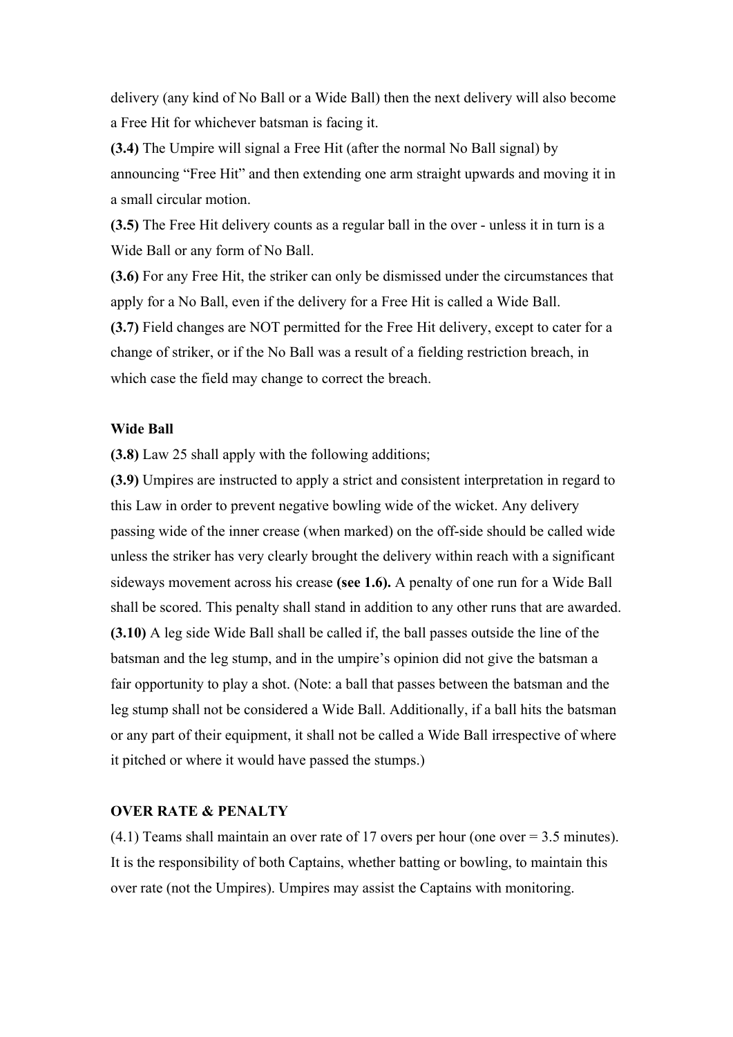delivery (any kind of No Ball or a Wide Ball) then the next delivery will also become a Free Hit for whichever batsman is facing it.

**(3.4)** The Umpire will signal a Free Hit (after the normal No Ball signal) by announcing "Free Hit" and then extending one arm straight upwards and moving it in a small circular motion.

**(3.5)** The Free Hit delivery counts as a regular ball in the over - unless it in turn is a Wide Ball or any form of No Ball.

**(3.6)** For any Free Hit, the striker can only be dismissed under the circumstances that apply for a No Ball, even if the delivery for a Free Hit is called a Wide Ball.

**(3.7)** Field changes are NOT permitted for the Free Hit delivery, except to cater for a change of striker, or if the No Ball was a result of a fielding restriction breach, in which case the field may change to correct the breach.

**Wide Ball**

**(3.8)** Law 25 shall apply with the following additions;

**(3.9)** Umpires are instructed to apply a strict and consistent interpretation in regard to this Law in order to prevent negative bowling wide of the wicket. Any delivery passing wide of the inner crease (when marked) on the off-side should be called wide unless the striker has very clearly brought the delivery within reach with a significant sideways movement across his crease **(see 1.6).** A penalty of one run for a Wide Ball shall be scored. This penalty shall stand in addition to any other runs that are awarded.

**(3.10)** A leg side Wide Ball shall be called if, the ball passes outside the line of the batsman and the leg stump, and in the umpire's opinion did not give the batsman a fair opportunity to play a shot. (Note: a ball that passes between the batsman and the leg stump shall not be considered a Wide Ball. Additionally, if a ball hits the batsman or any part of their equipment, it shall not be called a Wide Ball irrespective of where it pitched or where it would have passed the stumps.)

**OVER RATE & PENALTY**

(4.1) Teams shall maintain an over rate of 17 overs per hour (one over = 3.5 minutes). It is the responsibility of both Captains, whether batting or bowling, to maintain this over rate (not the Umpires). Umpires may assist the Captains with monitoring.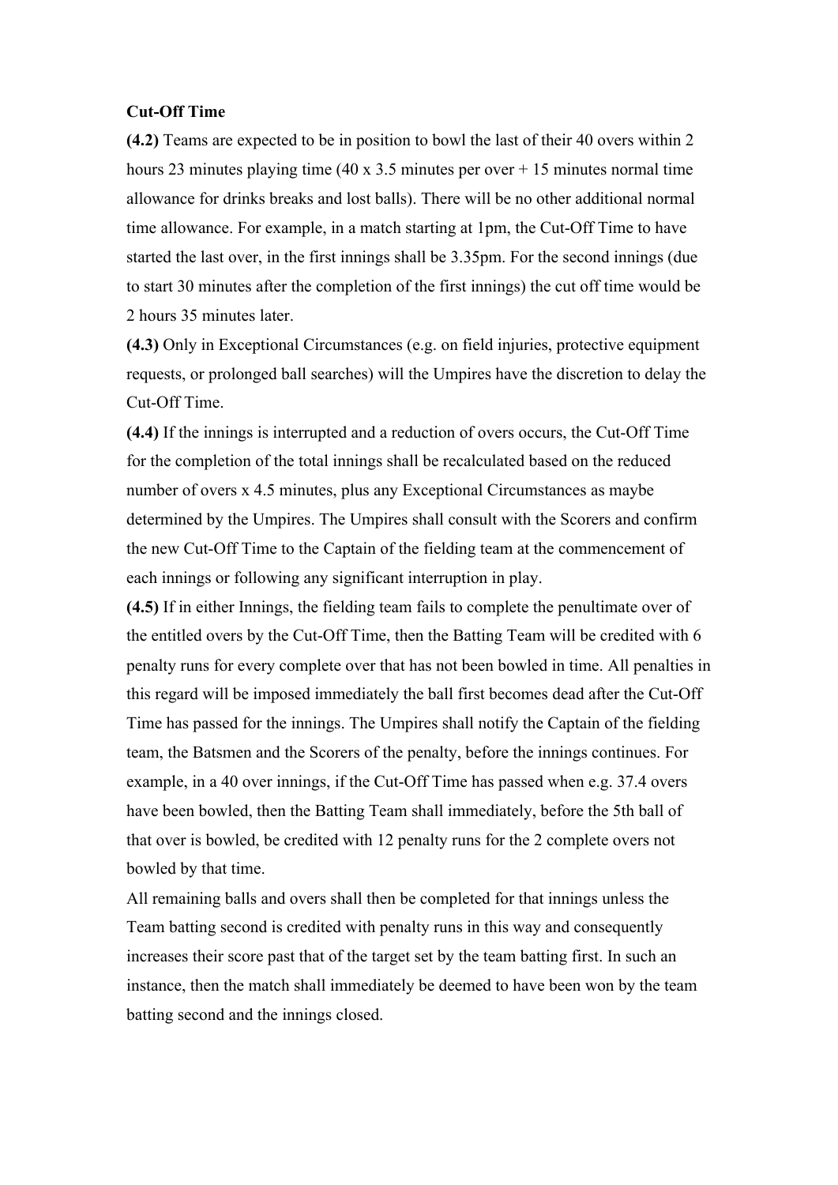**Cut-Off Time**

**(4.2)** Teams are expected to be in position to bowl the last of their 40 overs within 2 hours 23 minutes playing time (40 x 3.5 minutes per over + 15 minutes normal time allowance for drinks breaks and lost balls). There will be no other additional normal time allowance. For example, in a match starting at 1pm, the Cut-Off Time to have started the last over, in the first innings shall be 3.35pm. For the second innings (due to start 30 minutes after the completion of the first innings) the cut off time would be 2 hours 35 minutes later.

**(4.3)** Only in Exceptional Circumstances (e.g. on field injuries, protective equipment requests, or prolonged ball searches) will the Umpires have the discretion to delay the Cut-Off Time.

**(4.4)** If the innings is interrupted and a reduction of overs occurs, the Cut-Off Time for the completion of the total innings shall be recalculated based on the reduced number of overs x 4.5 minutes, plus any Exceptional Circumstances as maybe determined by the Umpires. The Umpires shall consult with the Scorers and confirm the new Cut-Off Time to the Captain of the fielding team at the commencement of each innings or following any significant interruption in play.

**(4.5)** If in either Innings, the fielding team fails to complete the penultimate over of the entitled overs by the Cut-Off Time, then the Batting Team will be credited with 6 penalty runs for every complete over that has not been bowled in time. All penalties in this regard will be imposed immediately the ball first becomes dead after the Cut-Off Time has passed for the innings. The Umpires shall notify the Captain of the fielding team, the Batsmen and the Scorers of the penalty, before the innings continues. For example, in a 40 over innings, if the Cut-Off Time has passed when e.g. 37.4 overs have been bowled, then the Batting Team shall immediately, before the 5th ball of that over is bowled, be credited with 12 penalty runs for the 2 complete overs not bowled by that time.

All remaining balls and overs shall then be completed for that innings unless the Team batting second is credited with penalty runs in this way and consequently increases their score past that of the target set by the team batting first. In such an instance, then the match shall immediately be deemed to have been won by the team batting second and the innings closed.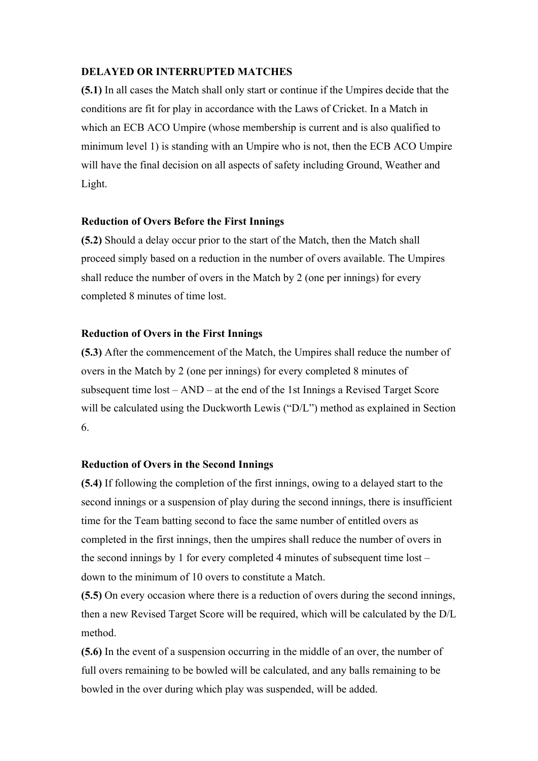## DELAYED OR INTERRUPTED MATCHES

**(5.1)** In all cases the Match shall only start or continue if the Umpires decide that the conditions are fit for play in accordance with the Laws of Cricket. In a Match in which an ECB ACO Umpire (whose membership is current and is also qualified to minimum level 1) is standing with an Umpire who is not, then the ECB ACO Umpire will have the final decision on all aspects of safety including Ground, Weather and Light.

### Reduction of Overs Before the First Innings

**(5.2)** Should a delay occur prior to the start of the Match, then the Match shall proceed simply based on a reduction in the number of overs available. The Umpires shall reduce the number of overs in the Match by 2 (one per innings) for every completed 8 minutes of time lost.

### Reduction of Overs in the First Innings

**(5.3)** After the commencement of the Match, the Umpires shall reduce the number of overs in the Match by 2 (one per innings) for every completed 8 minutes of subsequent time lost – AND – at the end of the 1st Innings a Revised Target Score will be calculated using the Duckworth Lewis ("D/L") method as explained in Section 6.

### Reduction of Overs in the Second Innings

**(5.4)** If following the completion of the first innings, owing to a delayed start to the second innings or a suspension of play during the second innings, there is insufficient time for the Team batting second to face the same number of entitled overs as completed in the first innings, then the umpires shall reduce the number of overs in the second innings by 1 for every completed 4 minutes of subsequent time lost – down to the minimum of 10 overs to constitute a Match.

**(5.5)** On every occasion where there is a reduction of overs during the second innings, then a new Revised Target Score will be required, which will be calculated by the D/L method.

**(5.6)** In the event of a suspension occurring in the middle of an over, the number of full overs remaining to be bowled will be calculated, and any balls remaining to be bowled in the over during which play was suspended, will be added.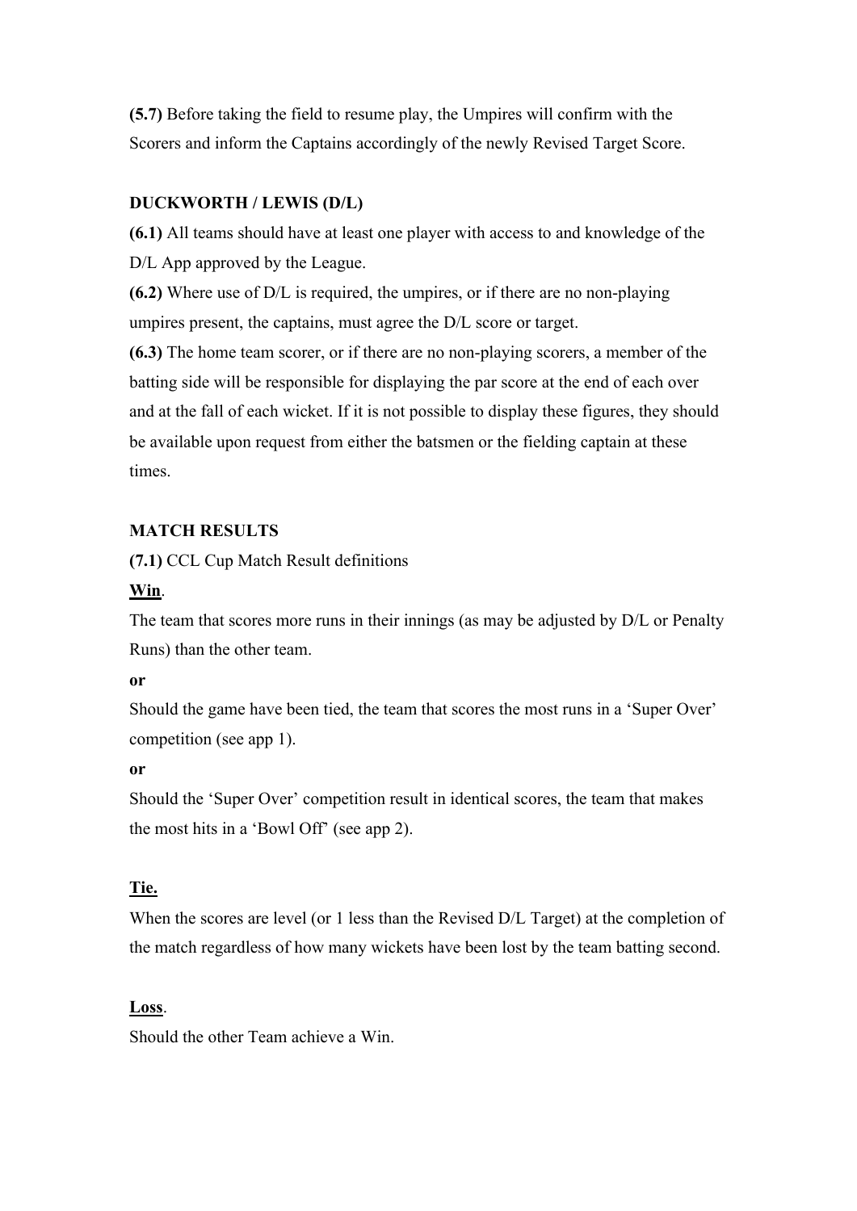**(5.7)** Before taking the field to resume play, the Umpires will confirm with the Scorers and inform the Captains accordingly of the newly Revised Target Score.

## DUCKWORTH / LEWIS (D/L)

**(6.1)** All teams should have at least one player with access to and knowledge of the D/L App approved by the League.

**(6.2)** Where use of D/L is required, the umpires, or if there are no non-playing umpires present, the captains, must agree the D/L score or target.

**(6.3)** The home team scorer, or if there are no non-playing scorers, a member of the batting side will be responsible for displaying the par score at the end of each over and at the fall of each wicket. If it is not possible to display these figures, they should be available upon request from either the batsmen or the fielding captain at these times.

## MATCH RESULTS

**(7.1)** CCL Cup Match Result definitions

**Win**.

The team that scores more runs in their innings (as may be adjusted by D/L or Penalty Runs) than the other team.

**or**

Should the game have been tied, the team that scores the most runs in a 'Super Over' competition (see app 1).

**or**

Should the 'Super Over' competition result in identical scores, the team that makes the most hits in a 'Bowl Off' (see app 2).

**Tie.**

When the scores are level (or 1 less than the Revised D/L Target) at the completion of the match regardless of how many wickets have been lost by the team batting second.

**Loss**.

Should the other Team achieve a Win.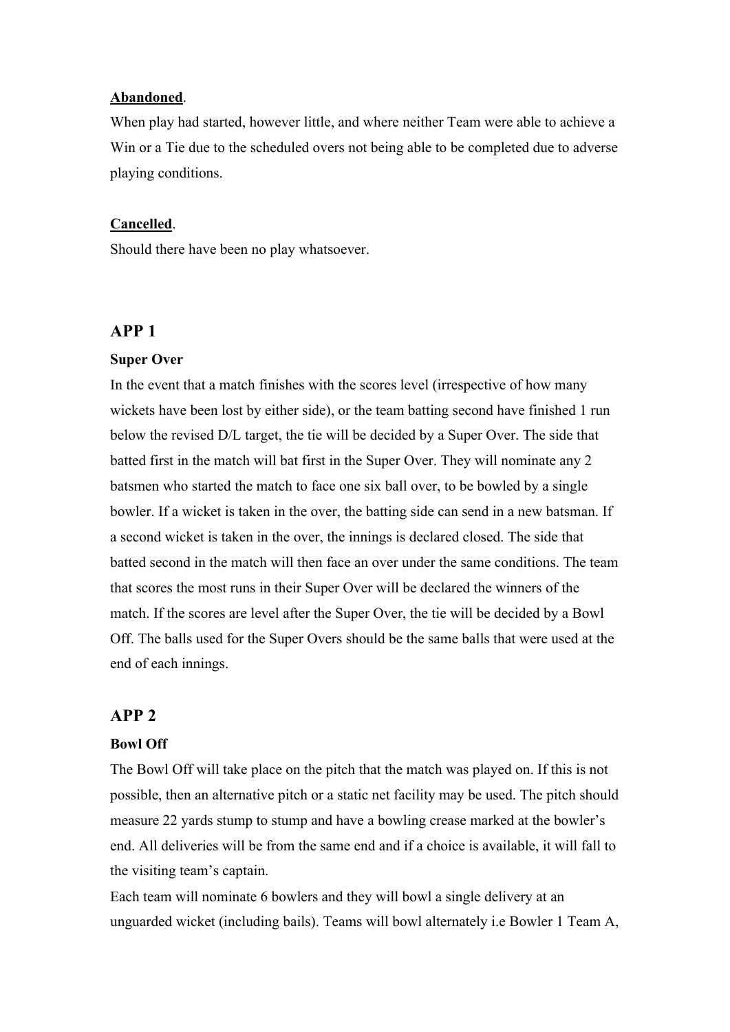**<u>Abandoned</u>**.

When play had started, however little, and where neither Team were able to achieve a Win or a Tie due to the scheduled overs not being able to be completed due to adverse playing conditions.

**<u>Cancelled</u>**.

Should there have been no play whatsoever.

## APP 1

**Super Over**

In the event that a match finishes with the scores level (irrespective of how many wickets have been lost by either side), or the team batting second have finished 1 run below the revised D/L target, the tie will be decided by a Super Over. The side that batted first in the match will bat first in the Super Over. They will nominate any 2 batsmen who started the match to face one six ball over, to be bowled by a single bowler. If a wicket is taken in the over, the batting side can send in a new batsman. If a second wicket is taken in the over, the innings is declared closed. The side that batted second in the match will then face an over under the same conditions. The team that scores the most runs in their Super Over will be declared the winners of the match. If the scores are level after the Super Over, the tie will be decided by a Bowl Off. The balls used for the Super Overs should be the same balls that were used at the end of each innings.

## APP 2

**Bowl Off**

The Bowl Off will take place on the pitch that the match was played on. If this is not possible, then an alternative pitch or a static net facility may be used. The pitch should measure 22 yards stump to stump and have a bowling crease marked at the bowler's end. All deliveries will be from the same end and if a choice is available, it will fall to the visiting team's captain.

Each team will nominate 6 bowlers and they will bowl a single delivery at an unguarded wicket (including bails). Teams will bowl alternately i.e Bowler 1 Team A,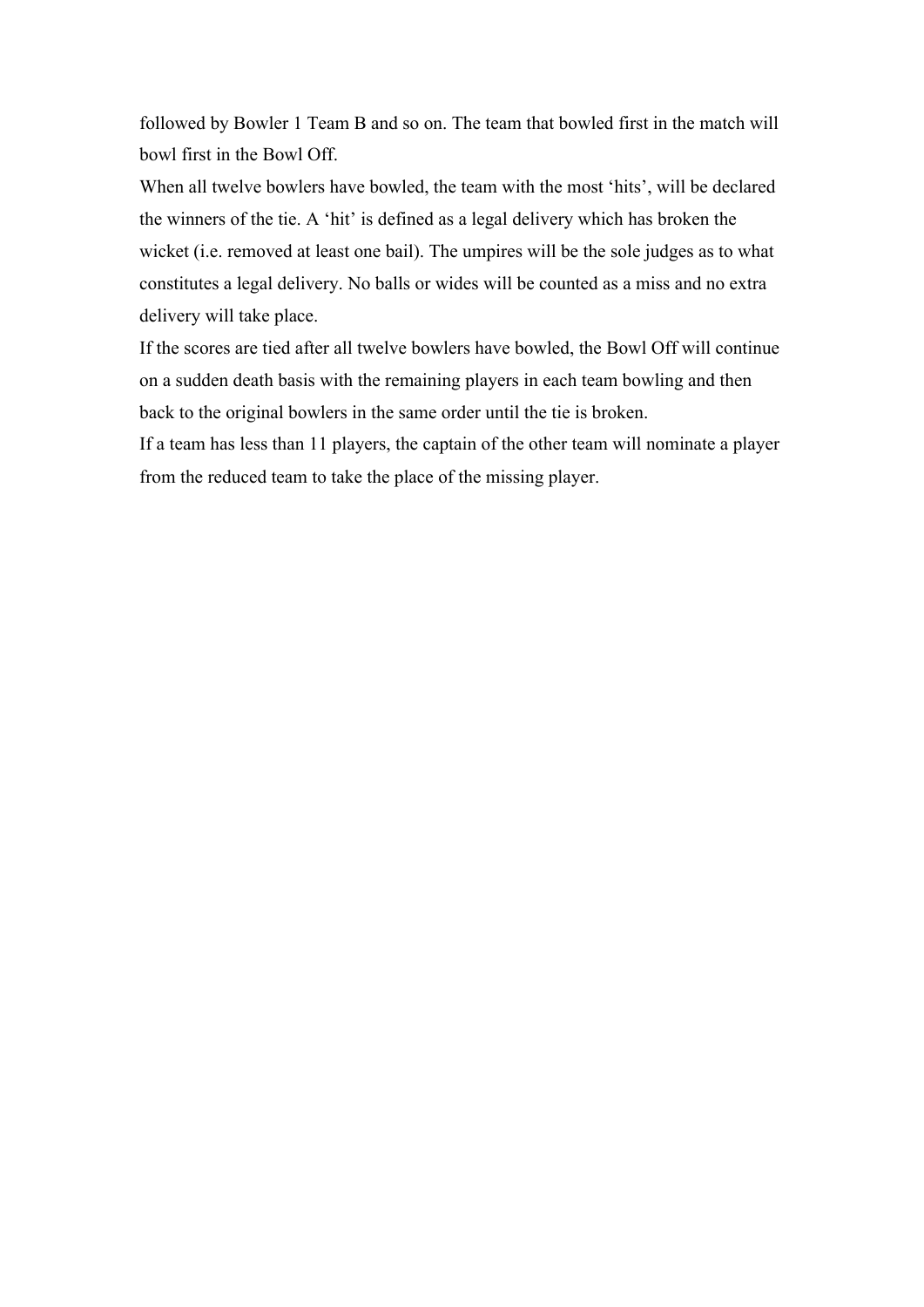followed by Bowler 1 Team B and so on. The team that bowled first in the match will bowl first in the Bowl Off.

When all twelve bowlers have bowled, the team with the most 'hits', will be declared the winners of the tie. A 'hit' is defined as a legal delivery which has broken the wicket (i.e. removed at least one bail). The umpires will be the sole judges as to what constitutes a legal delivery. No balls or wides will be counted as a miss and no extra delivery will take place.

If the scores are tied after all twelve bowlers have bowled, the Bowl Off will continue on a sudden death basis with the remaining players in each team bowling and then back to the original bowlers in the same order until the tie is broken.

If a team has less than 11 players, the captain of the other team will nominate a player from the reduced team to take the place of the missing player.